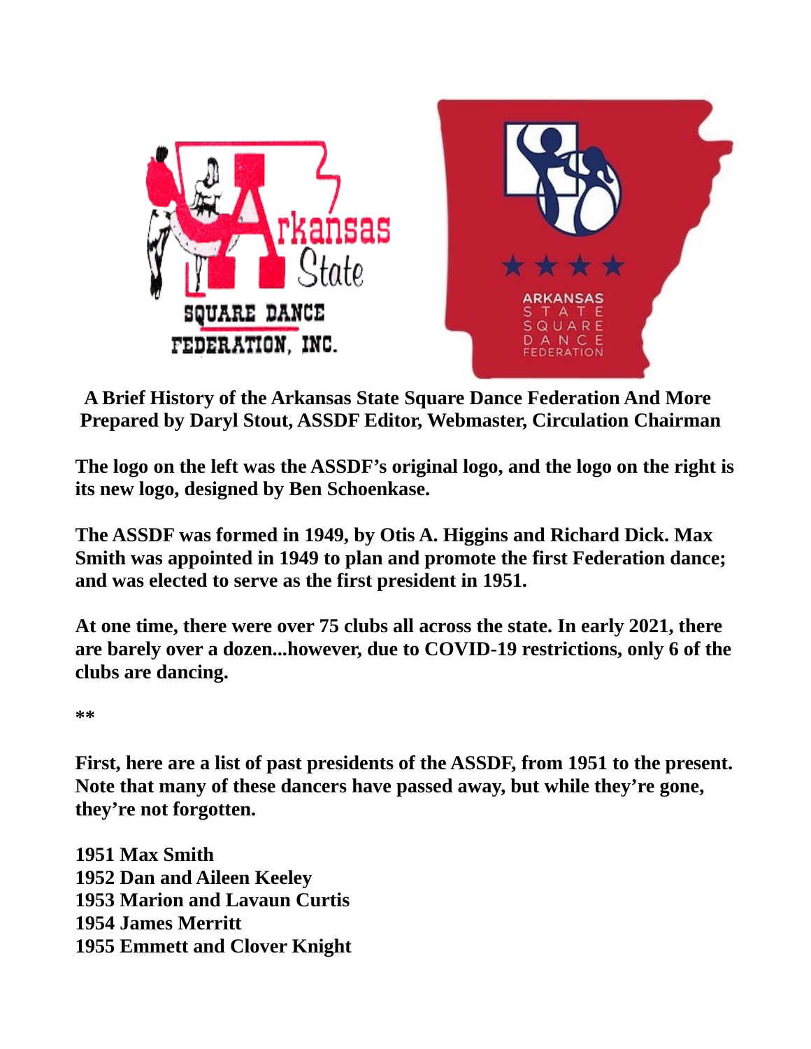**A Brief History of the Arkansas State Square Dance Federation And More**
**Prepared by Daryl Stout, ASSDF Editor, Webmaster, Circulation Chairman**

**The logo on the left was the ASSDF's original logo, and the logo on the right is its new logo, designed by Ben Schoenkase.**

**The ASSDF was formed in 1949, by Otis A. Higgins and Richard Dick. Max Smith was appointed in 1949 to plan and promote the first Federation dance; and was elected to serve as the first president in 1951.**

**At one time, there were over 75 clubs all across the state. In early 2021, there are barely over a dozen...however, due to COVID-19 restrictions, only 6 of the clubs are dancing.**

**\*\***

**First, here are a list of past presidents of the ASSDF, from 1951 to the present. Note that many of these dancers have passed away, but while they're gone, they're not forgotten.**

**1951 Max Smith**
**1952 Dan and Aileen Keeley**
**1953 Marion and Lavaun Curtis**
**1954 James Merritt**
**1955 Emmett and Clover Knight**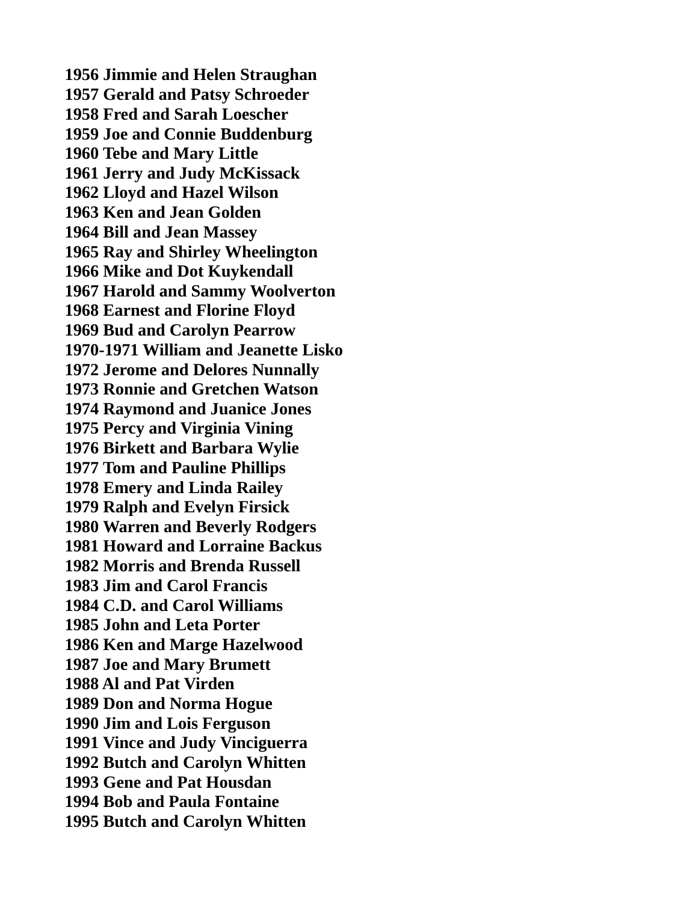**1956 Jimmie and Helen Straughan**
**1957 Gerald and Patsy Schroeder**
**1958 Fred and Sarah Loescher**
**1959 Joe and Connie Buddenburg**
**1960 Tebe and Mary Little**
**1961 Jerry and Judy McKissack**
**1962 Lloyd and Hazel Wilson**
**1963 Ken and Jean Golden**
**1964 Bill and Jean Massey**
**1965 Ray and Shirley Wheelington**
**1966 Mike and Dot Kuykendall**
**1967 Harold and Sammy Woolverton**
**1968 Earnest and Florine Floyd**
**1969 Bud and Carolyn Pearrow**
**1970-1971 William and Jeanette Lisko**
**1972 Jerome and Delores Nunnally**
**1973 Ronnie and Gretchen Watson**
**1974 Raymond and Juanice Jones**
**1975 Percy and Virginia Vining**
**1976 Birkett and Barbara Wylie**
**1977 Tom and Pauline Phillips**
**1978 Emery and Linda Railey**
**1979 Ralph and Evelyn Firsick**
**1980 Warren and Beverly Rodgers**
**1981 Howard and Lorraine Backus**
**1982 Morris and Brenda Russell**
**1983 Jim and Carol Francis**
**1984 C.D. and Carol Williams**
**1985 John and Leta Porter**
**1986 Ken and Marge Hazelwood**
**1987 Joe and Mary Brumett**
**1988 Al and Pat Virden**
**1989 Don and Norma Hogue**
**1990 Jim and Lois Ferguson**
**1991 Vince and Judy Vinciguerra**
**1992 Butch and Carolyn Whitten**
**1993 Gene and Pat Housdan**
**1994 Bob and Paula Fontaine**
**1995 Butch and Carolyn Whitten**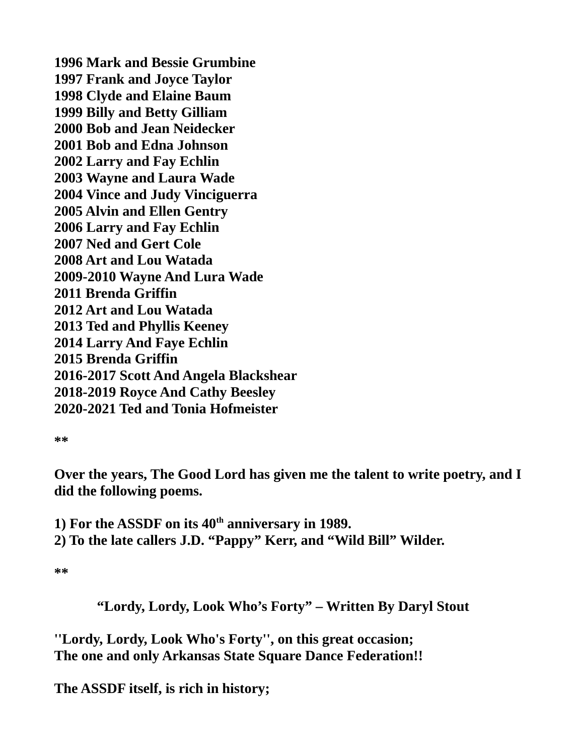**1996 Mark and Bessie Grumbine**
**1997 Frank and Joyce Taylor**
**1998 Clyde and Elaine Baum**
**1999 Billy and Betty Gilliam**
**2000 Bob and Jean Neidecker**
**2001 Bob and Edna Johnson**
**2002 Larry and Fay Echlin**
**2003 Wayne and Laura Wade**
**2004 Vince and Judy Vinciguerra**
**2005 Alvin and Ellen Gentry**
**2006 Larry and Fay Echlin**
**2007 Ned and Gert Cole**
**2008 Art and Lou Watada**
**2009-2010 Wayne And Lura Wade**
**2011 Brenda Griffin**
**2012 Art and Lou Watada**
**2013 Ted and Phyllis Keeney**
**2014 Larry And Faye Echlin**
**2015 Brenda Griffin**
**2016-2017 Scott And Angela Blackshear**
**2018-2019 Royce And Cathy Beesley**
**2020-2021 Ted and Tonia Hofmeister**

**

**Over the years, The Good Lord has given me the talent to write poetry, and I did the following poems.**

**1) For the ASSDF on its 40th anniversary in 1989.**
**2) To the late callers J.D. "Pappy" Kerr, and "Wild Bill" Wilder.**

**

**"Lordy, Lordy, Look Who's Forty" – Written By Daryl Stout**

**''Lordy, Lordy, Look Who's Forty'', on this great occasion;**
**The one and only Arkansas State Square Dance Federation!!**

**The ASSDF itself, is rich in history;**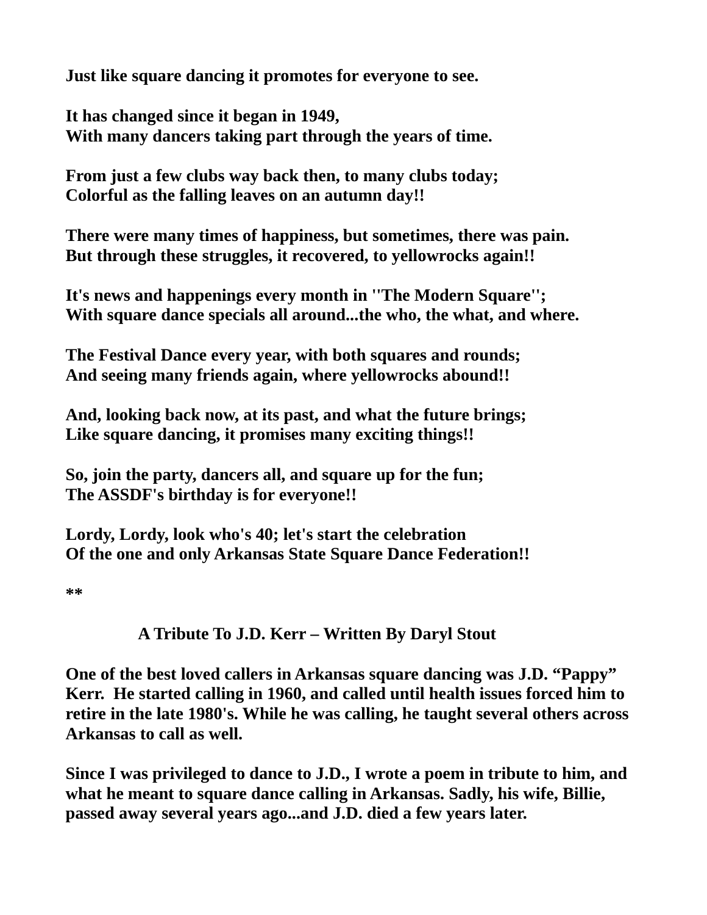**Just like square dancing it promotes for everyone to see.**

**It has changed since it began in 1949,**
**With many dancers taking part through the years of time.**

**From just a few clubs way back then, to many clubs today;**
**Colorful as the falling leaves on an autumn day!!**

**There were many times of happiness, but sometimes, there was pain.**
**But through these struggles, it recovered, to yellowrocks again!!**

**It's news and happenings every month in ''The Modern Square'';**
**With square dance specials all around...the who, the what, and where.**

**The Festival Dance every year, with both squares and rounds;**
**And seeing many friends again, where yellowrocks abound!!**

**And, looking back now, at its past, and what the future brings;**
**Like square dancing, it promises many exciting things!!**

**So, join the party, dancers all, and square up for the fun;**
**The ASSDF's birthday is for everyone!!**

**Lordy, Lordy, look who's 40; let's start the celebration**
**Of the one and only Arkansas State Square Dance Federation!!**

**

### A Tribute To J.D. Kerr – Written By Daryl Stout

**One of the best loved callers in Arkansas square dancing was J.D. "Pappy" Kerr. He started calling in 1960, and called until health issues forced him to retire in the late 1980's. While he was calling, he taught several others across Arkansas to call as well.**

**Since I was privileged to dance to J.D., I wrote a poem in tribute to him, and what he meant to square dance calling in Arkansas. Sadly, his wife, Billie, passed away several years ago...and J.D. died a few years later.**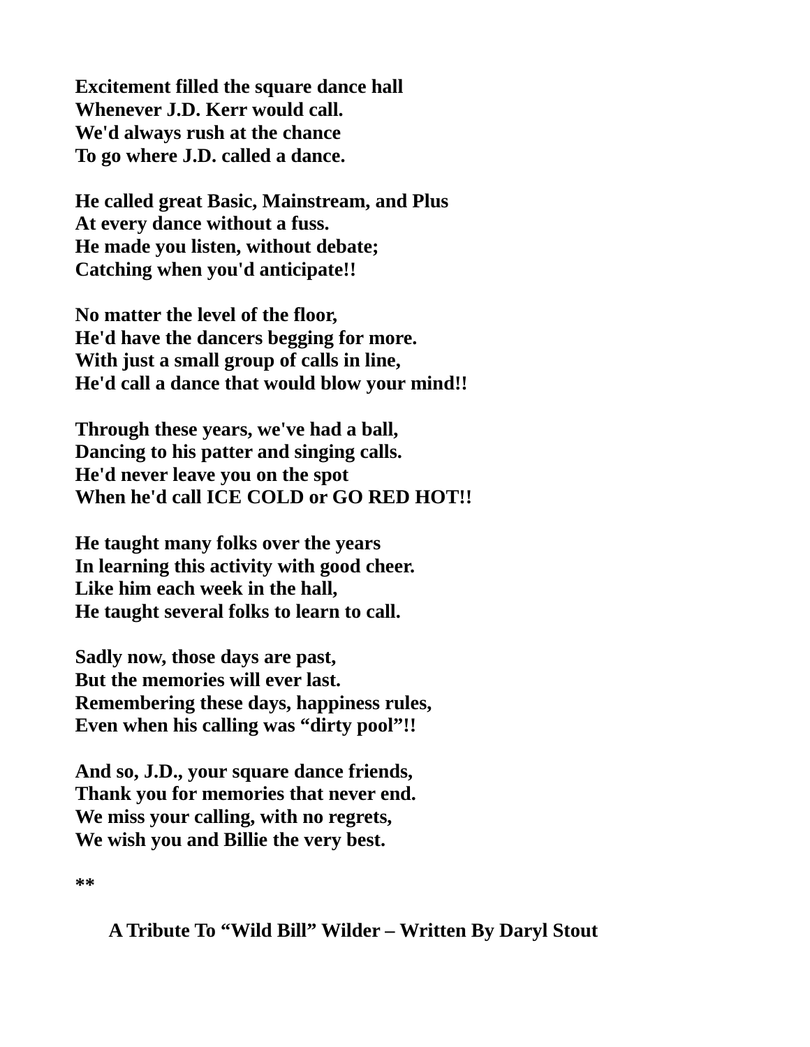**Excitement filled the square dance hall**
**Whenever J.D. Kerr would call.**
**We'd always rush at the chance**
**To go where J.D. called a dance.**

**He called great Basic, Mainstream, and Plus**
**At every dance without a fuss.**
**He made you listen, without debate;**
**Catching when you'd anticipate!!**

**No matter the level of the floor,**
**He'd have the dancers begging for more.**
**With just a small group of calls in line,**
**He'd call a dance that would blow your mind!!**

**Through these years, we've had a ball,**
**Dancing to his patter and singing calls.**
**He'd never leave you on the spot**
**When he'd call ICE COLD or GO RED HOT!!**

**He taught many folks over the years**
**In learning this activity with good cheer.**
**Like him each week in the hall,**
**He taught several folks to learn to call.**

**Sadly now, those days are past,**
**But the memories will ever last.**
**Remembering these days, happiness rules,**
**Even when his calling was "dirty pool"!!**

**And so, J.D., your square dance friends,**
**Thank you for memories that never end.**
**We miss your calling, with no regrets,**
**We wish you and Billie the very best.**

**

**A Tribute To "Wild Bill" Wilder – Written By Daryl Stout**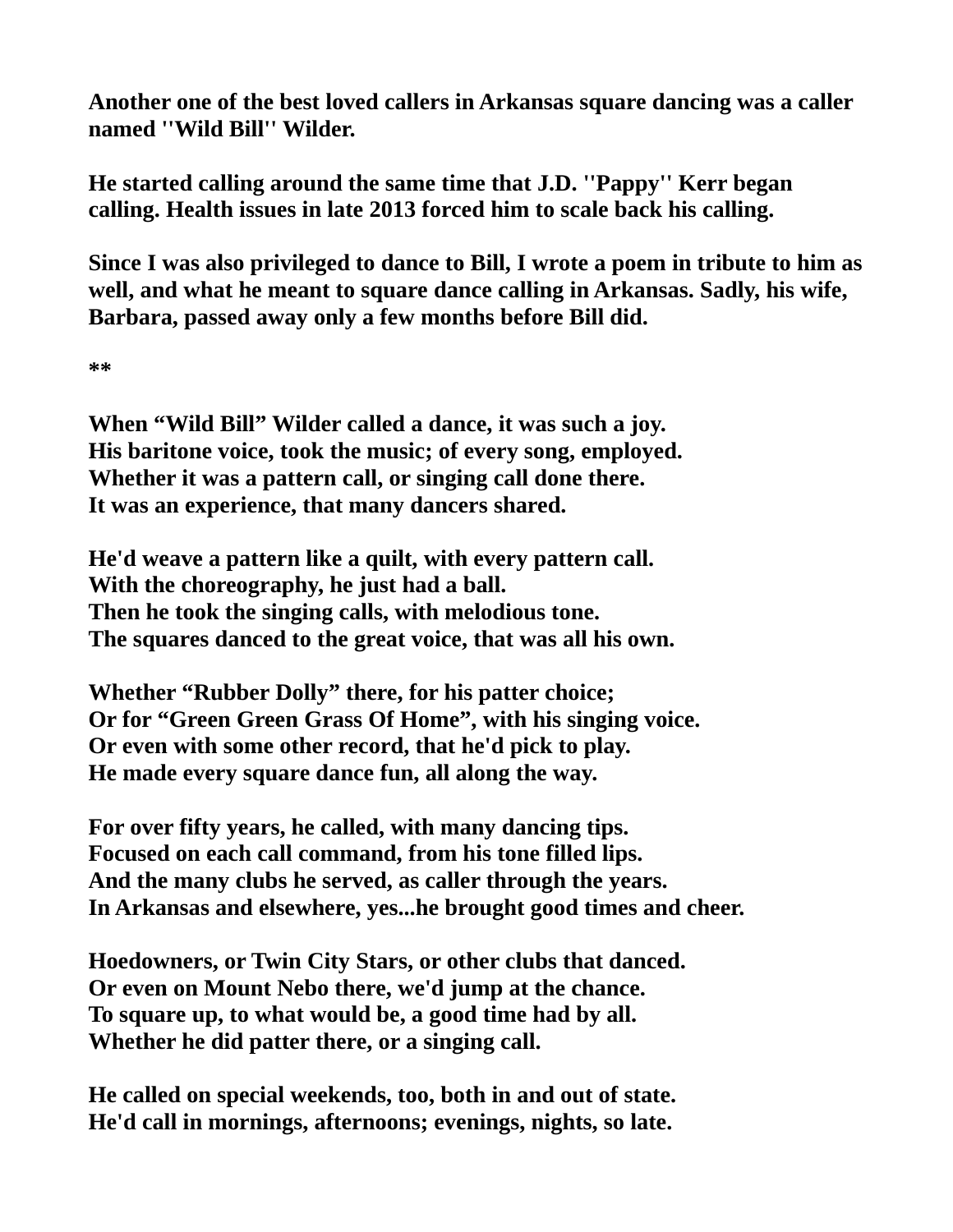**Another one of the best loved callers in Arkansas square dancing was a caller named ''Wild Bill'' Wilder.**

**He started calling around the same time that J.D. ''Pappy'' Kerr began calling. Health issues in late 2013 forced him to scale back his calling.**

**Since I was also privileged to dance to Bill, I wrote a poem in tribute to him as well, and what he meant to square dance calling in Arkansas. Sadly, his wife, Barbara, passed away only a few months before Bill did.**

**\*\***

**When "Wild Bill" Wilder called a dance, it was such a joy.**
**His baritone voice, took the music; of every song, employed.**
**Whether it was a pattern call, or singing call done there.**
**It was an experience, that many dancers shared.**

**He'd weave a pattern like a quilt, with every pattern call.**
**With the choreography, he just had a ball.**
**Then he took the singing calls, with melodious tone.**
**The squares danced to the great voice, that was all his own.**

**Whether "Rubber Dolly" there, for his patter choice;**
**Or for "Green Green Grass Of Home", with his singing voice.**
**Or even with some other record, that he'd pick to play.**
**He made every square dance fun, all along the way.**

**For over fifty years, he called, with many dancing tips.**
**Focused on each call command, from his tone filled lips.**
**And the many clubs he served, as caller through the years.**
**In Arkansas and elsewhere, yes...he brought good times and cheer.**

**Hoedowners, or Twin City Stars, or other clubs that danced.**
**Or even on Mount Nebo there, we'd jump at the chance.**
**To square up, to what would be, a good time had by all.**
**Whether he did patter there, or a singing call.**

**He called on special weekends, too, both in and out of state.**
**He'd call in mornings, afternoons; evenings, nights, so late.**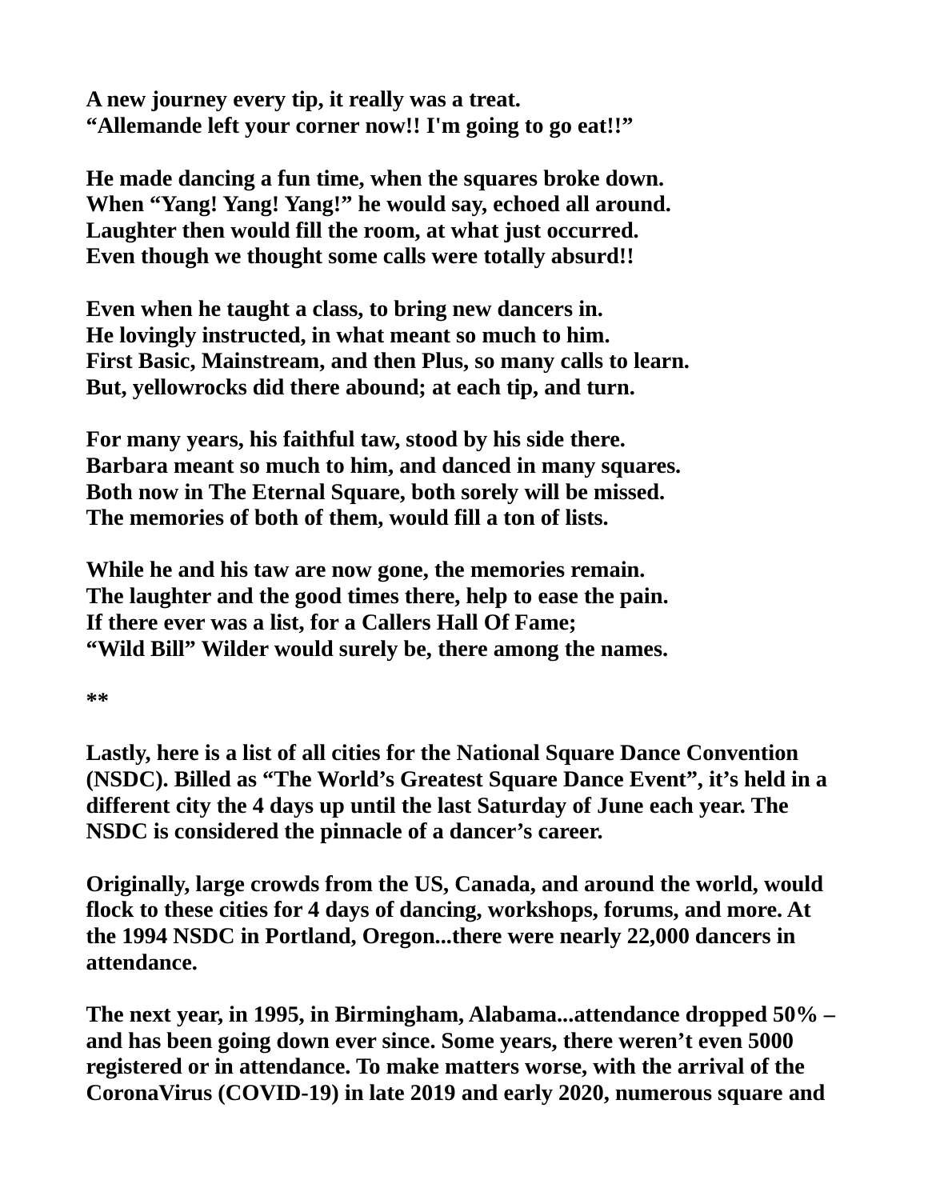**A new journey every tip, it really was a treat.**
**“Allemande left your corner now!! I'm going to go eat!!”**

**He made dancing a fun time, when the squares broke down.**
**When “Yang! Yang! Yang!” he would say, echoed all around.**
**Laughter then would fill the room, at what just occurred.**
**Even though we thought some calls were totally absurd!!**

**Even when he taught a class, to bring new dancers in.**
**He lovingly instructed, in what meant so much to him.**
**First Basic, Mainstream, and then Plus, so many calls to learn.**
**But, yellowrocks did there abound; at each tip, and turn.**

**For many years, his faithful taw, stood by his side there.**
**Barbara meant so much to him, and danced in many squares.**
**Both now in The Eternal Square, both sorely will be missed.**
**The memories of both of them, would fill a ton of lists.**

**While he and his taw are now gone, the memories remain.**
**The laughter and the good times there, help to ease the pain.**
**If there ever was a list, for a Callers Hall Of Fame;**
**“Wild Bill” Wilder would surely be, there among the names.**

**

**Lastly, here is a list of all cities for the National Square Dance Convention (NSDC). Billed as “The World’s Greatest Square Dance Event”, it’s held in a different city the 4 days up until the last Saturday of June each year. The NSDC is considered the pinnacle of a dancer’s career.**

**Originally, large crowds from the US, Canada, and around the world, would flock to these cities for 4 days of dancing, workshops, forums, and more. At the 1994 NSDC in Portland, Oregon...there were nearly 22,000 dancers in attendance.**

**The next year, in 1995, in Birmingham, Alabama...attendance dropped 50% – and has been going down ever since. Some years, there weren’t even 5000 registered or in attendance. To make matters worse, with the arrival of the CoronaVirus (COVID-19) in late 2019 and early 2020, numerous square and**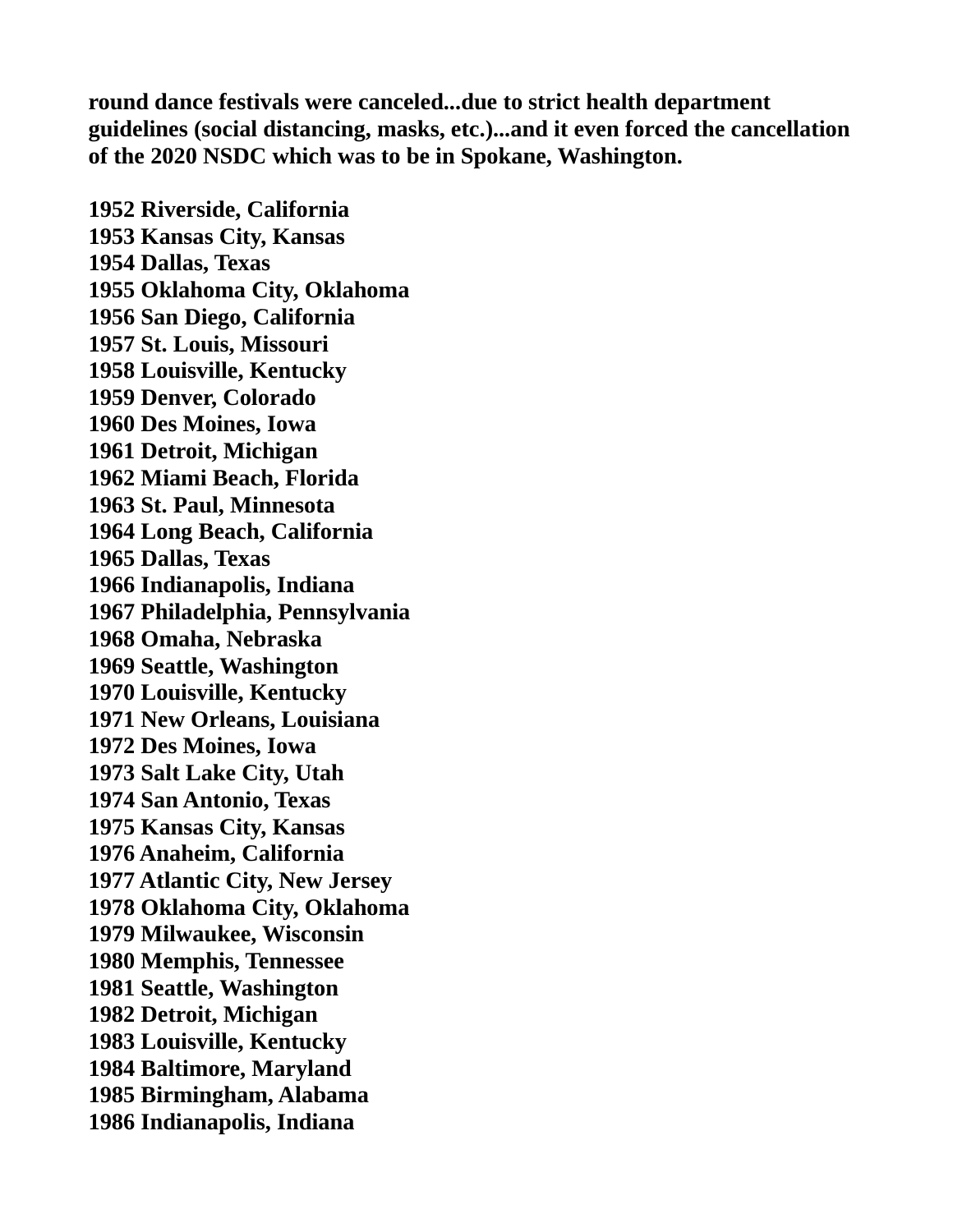**round dance festivals were canceled...due to strict health department guidelines (social distancing, masks, etc.)...and it even forced the cancellation of the 2020 NSDC which was to be in Spokane, Washington.**

**1952 Riverside, California**
**1953 Kansas City, Kansas**
**1954 Dallas, Texas**
**1955 Oklahoma City, Oklahoma**
**1956 San Diego, California**
**1957 St. Louis, Missouri**
**1958 Louisville, Kentucky**
**1959 Denver, Colorado**
**1960 Des Moines, Iowa**
**1961 Detroit, Michigan**
**1962 Miami Beach, Florida**
**1963 St. Paul, Minnesota**
**1964 Long Beach, California**
**1965 Dallas, Texas**
**1966 Indianapolis, Indiana**
**1967 Philadelphia, Pennsylvania**
**1968 Omaha, Nebraska**
**1969 Seattle, Washington**
**1970 Louisville, Kentucky**
**1971 New Orleans, Louisiana**
**1972 Des Moines, Iowa**
**1973 Salt Lake City, Utah**
**1974 San Antonio, Texas**
**1975 Kansas City, Kansas**
**1976 Anaheim, California**
**1977 Atlantic City, New Jersey**
**1978 Oklahoma City, Oklahoma**
**1979 Milwaukee, Wisconsin**
**1980 Memphis, Tennessee**
**1981 Seattle, Washington**
**1982 Detroit, Michigan**
**1983 Louisville, Kentucky**
**1984 Baltimore, Maryland**
**1985 Birmingham, Alabama**
**1986 Indianapolis, Indiana**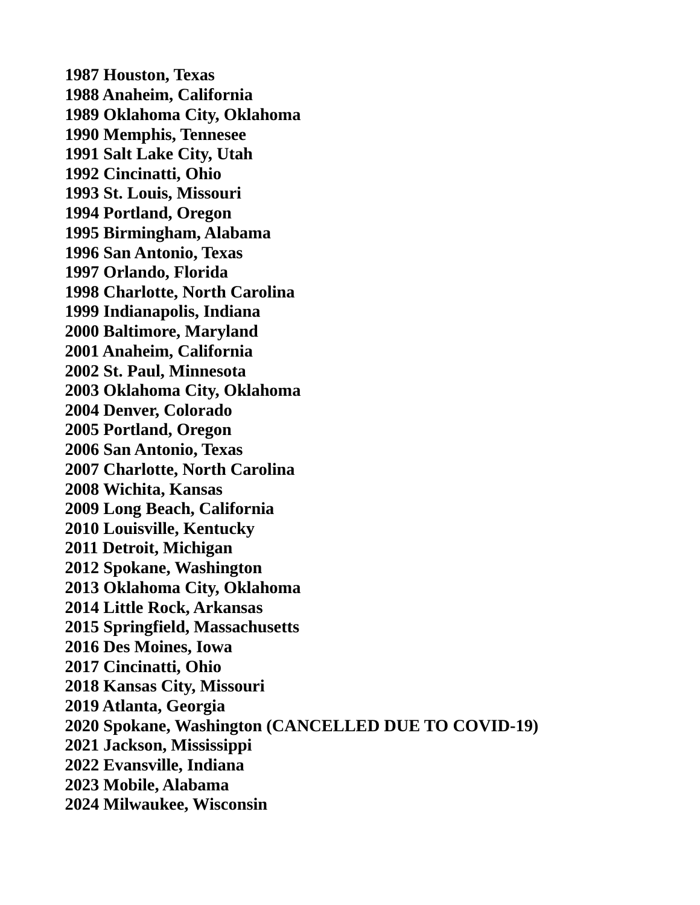**1987 Houston, Texas**
**1988 Anaheim, California**
**1989 Oklahoma City, Oklahoma**
**1990 Memphis, Tennesee**
**1991 Salt Lake City, Utah**
**1992 Cincinatti, Ohio**
**1993 St. Louis, Missouri**
**1994 Portland, Oregon**
**1995 Birmingham, Alabama**
**1996 San Antonio, Texas**
**1997 Orlando, Florida**
**1998 Charlotte, North Carolina**
**1999 Indianapolis, Indiana**
**2000 Baltimore, Maryland**
**2001 Anaheim, California**
**2002 St. Paul, Minnesota**
**2003 Oklahoma City, Oklahoma**
**2004 Denver, Colorado**
**2005 Portland, Oregon**
**2006 San Antonio, Texas**
**2007 Charlotte, North Carolina**
**2008 Wichita, Kansas**
**2009 Long Beach, California**
**2010 Louisville, Kentucky**
**2011 Detroit, Michigan**
**2012 Spokane, Washington**
**2013 Oklahoma City, Oklahoma**
**2014 Little Rock, Arkansas**
**2015 Springfield, Massachusetts**
**2016 Des Moines, Iowa**
**2017 Cincinatti, Ohio**
**2018 Kansas City, Missouri**
**2019 Atlanta, Georgia**
**2020 Spokane, Washington (CANCELLED DUE TO COVID-19)**
**2021 Jackson, Mississippi**
**2022 Evansville, Indiana**
**2023 Mobile, Alabama**
**2024 Milwaukee, Wisconsin**